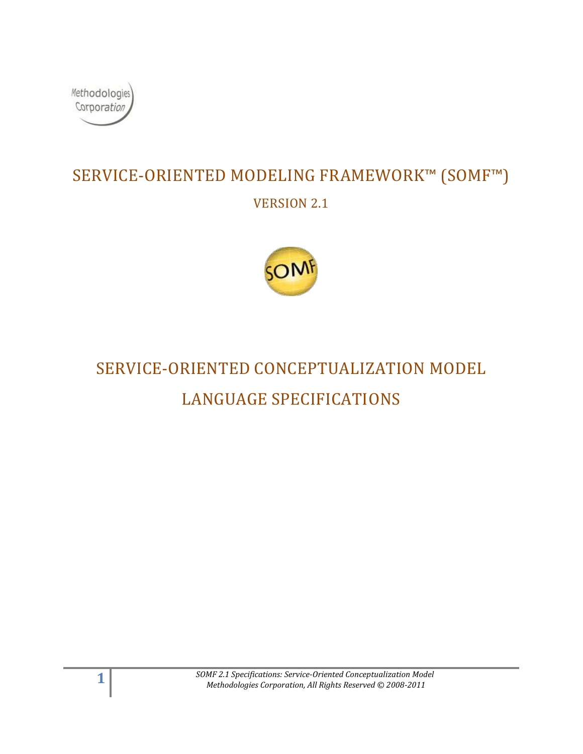Methodologies Corporation

# SERVICE-ORIENTED MODELING FRAMEWORK™ (SOMF™)

VERSION 2.1

SOMF

# SERVICE-ORIENTED CONCEPTUALIZATION MODEL LANGUAGE SPECIFICATIONS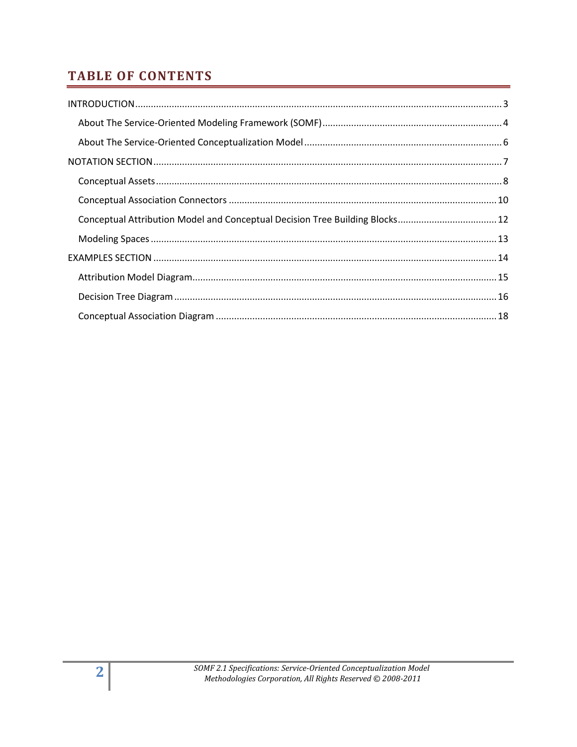# TABLE OF CONTENTS

INTRODUCTION ........................................................................................................................................... 3

About The Service-Oriented Modeling Framework (SOMF) ...................................................................... 4

About The Service-Oriented Conceptualization Model ............................................................................. 6

NOTATION SECTION .................................................................................................................................... 7

Conceptual Assets ...................................................................................................................................... 8

Conceptual Association Connectors ........................................................................................................ 10

Conceptual Attribution Model and Conceptual Decision Tree Building Blocks ...................................... 12

Modeling Spaces ...................................................................................................................................... 13

EXAMPLES SECTION .................................................................................................................................. 14

Attribution Model Diagram ...................................................................................................................... 15

Decision Tree Diagram ............................................................................................................................. 16

Conceptual Association Diagram ............................................................................................................ 18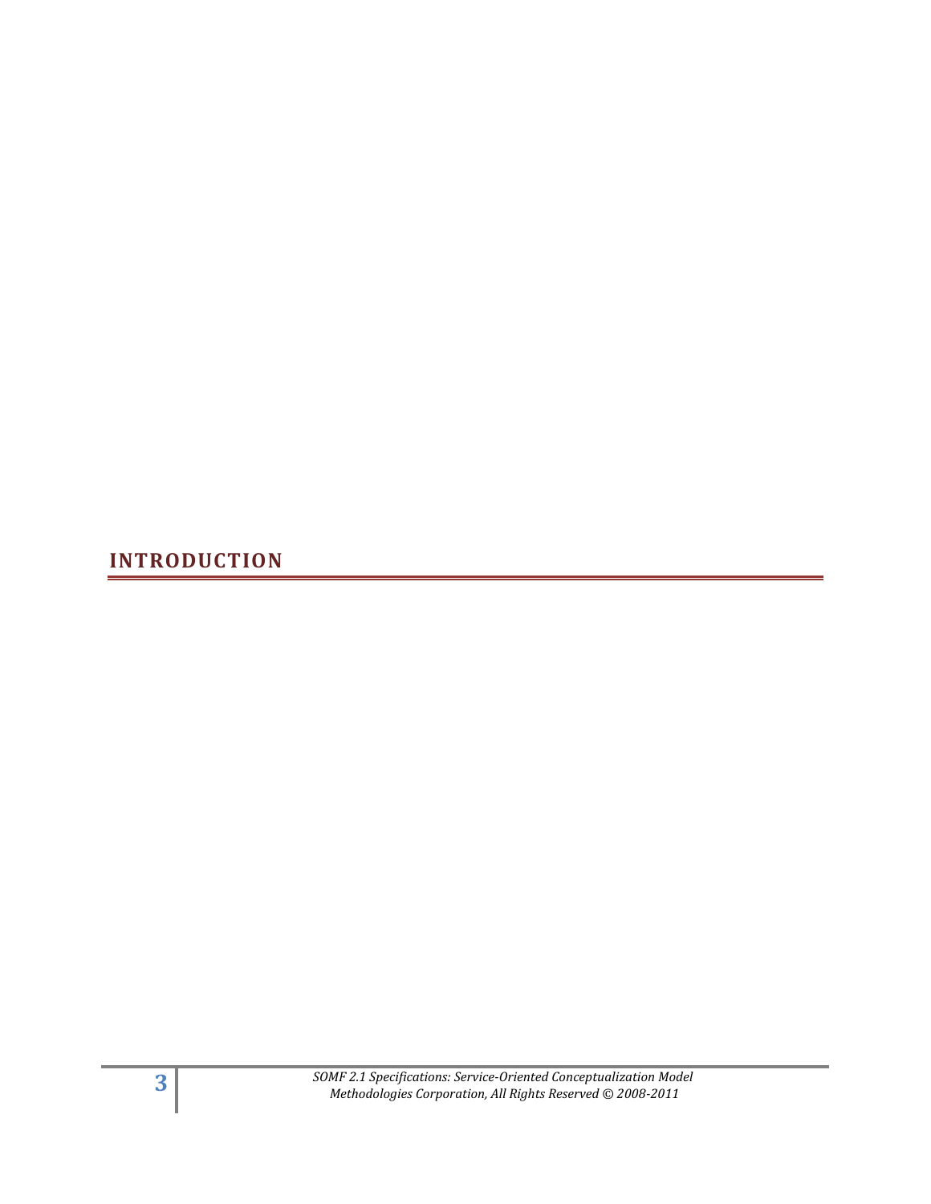# INTRODUCTION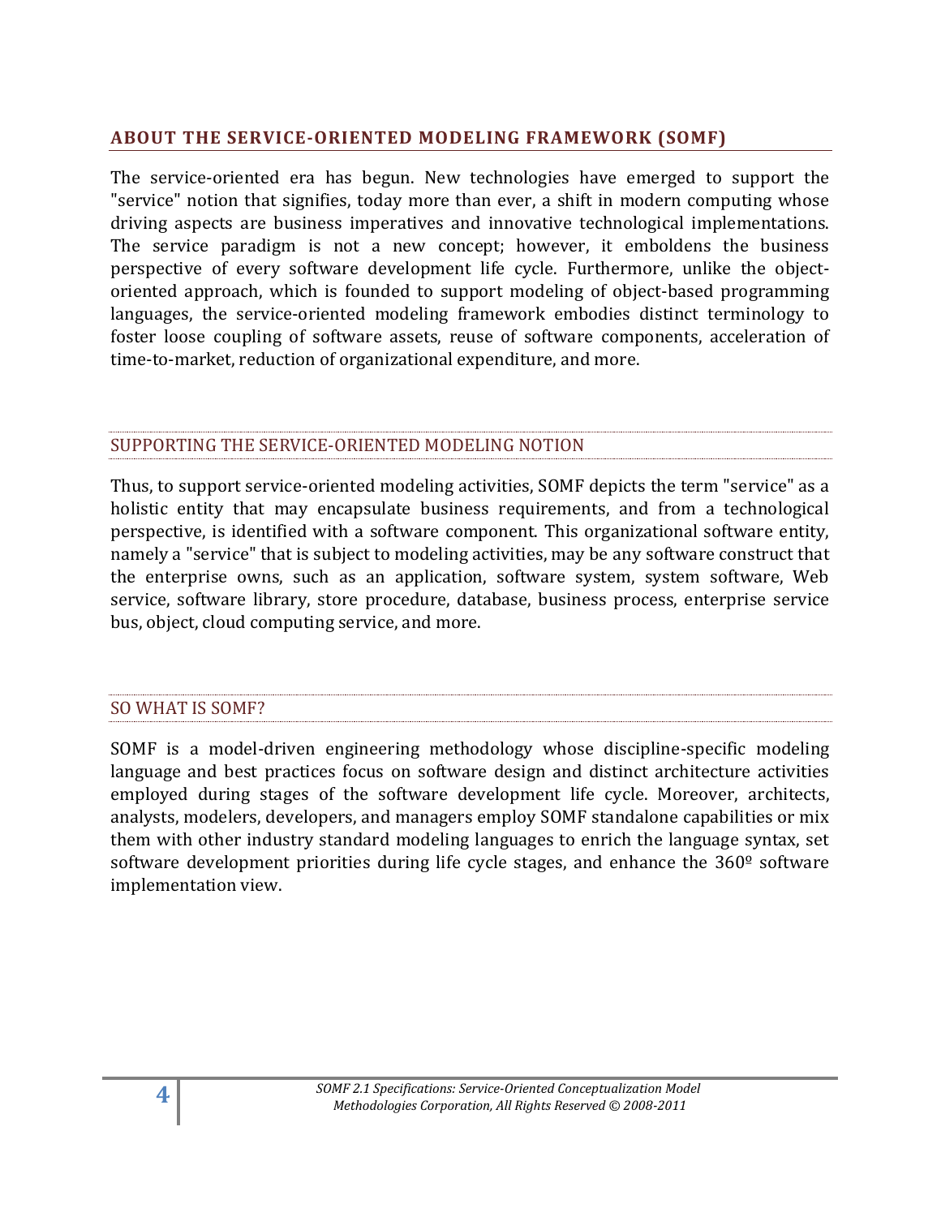## ABOUT THE SERVICE-ORIENTED MODELING FRAMEWORK (SOMF)

The service-oriented era has begun. New technologies have emerged to support the "service" notion that signifies, today more than ever, a shift in modern computing whose driving aspects are business imperatives and innovative technological implementations. The service paradigm is not a new concept; however, it emboldens the business perspective of every software development life cycle. Furthermore, unlike the object-oriented approach, which is founded to support modeling of object-based programming languages, the service-oriented modeling framework embodies distinct terminology to foster loose coupling of software assets, reuse of software components, acceleration of time-to-market, reduction of organizational expenditure, and more.

### SUPPORTING THE SERVICE-ORIENTED MODELING NOTION

Thus, to support service-oriented modeling activities, SOMF depicts the term "service" as a holistic entity that may encapsulate business requirements, and from a technological perspective, is identified with a software component. This organizational software entity, namely a "service" that is subject to modeling activities, may be any software construct that the enterprise owns, such as an application, software system, system software, Web service, software library, store procedure, database, business process, enterprise service bus, object, cloud computing service, and more.

### SO WHAT IS SOMF?

SOMF is a model-driven engineering methodology whose discipline-specific modeling language and best practices focus on software design and distinct architecture activities employed during stages of the software development life cycle. Moreover, architects, analysts, modelers, developers, and managers employ SOMF standalone capabilities or mix them with other industry standard modeling languages to enrich the language syntax, set software development priorities during life cycle stages, and enhance the 360º software implementation view.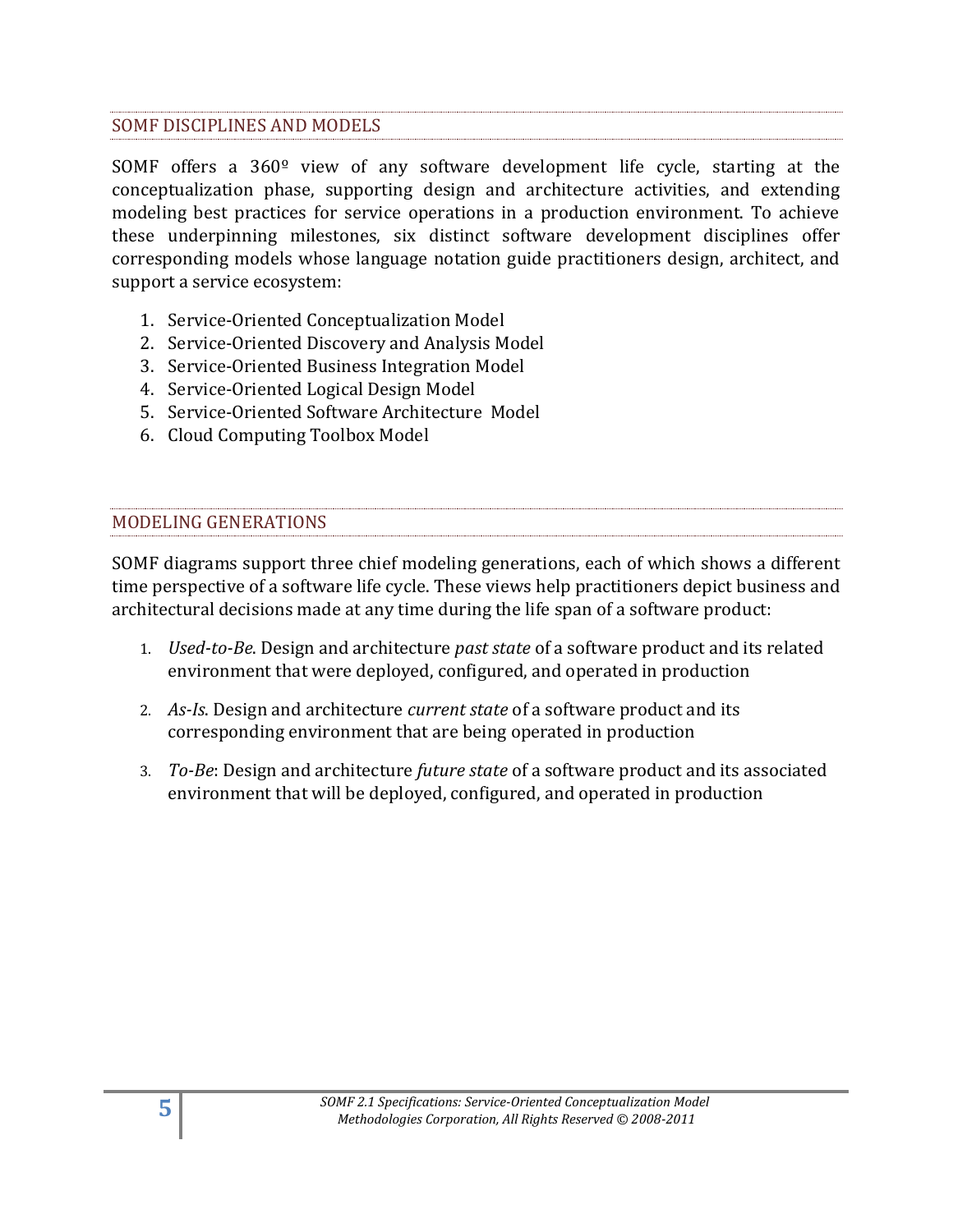## SOMF DISCIPLINES AND MODELS

SOMF offers a 360º view of any software development life cycle, starting at the conceptualization phase, supporting design and architecture activities, and extending modeling best practices for service operations in a production environment. To achieve these underpinning milestones, six distinct software development disciplines offer corresponding models whose language notation guide practitioners design, architect, and support a service ecosystem:

1. Service-Oriented Conceptualization Model
2. Service-Oriented Discovery and Analysis Model
3. Service-Oriented Business Integration Model
4. Service-Oriented Logical Design Model
5. Service-Oriented Software Architecture Model
6. Cloud Computing Toolbox Model

## MODELING GENERATIONS

SOMF diagrams support three chief modeling generations, each of which shows a different time perspective of a software life cycle. These views help practitioners depict business and architectural decisions made at any time during the life span of a software product:

1. *Used-to-Be*. Design and architecture *past state* of a software product and its related environment that were deployed, configured, and operated in production

2. *As-Is*. Design and architecture *current state* of a software product and its corresponding environment that are being operated in production

3. *To-Be*: Design and architecture *future state* of a software product and its associated environment that will be deployed, configured, and operated in production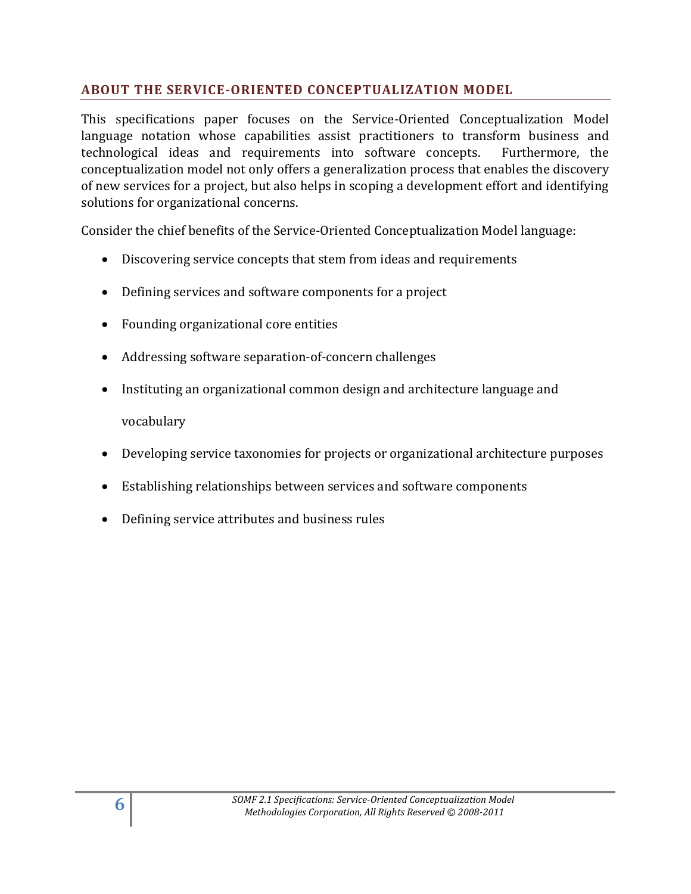## ABOUT THE SERVICE-ORIENTED CONCEPTUALIZATION MODEL

This specifications paper focuses on the Service-Oriented Conceptualization Model language notation whose capabilities assist practitioners to transform business and technological ideas and requirements into software concepts. Furthermore, the conceptualization model not only offers a generalization process that enables the discovery of new services for a project, but also helps in scoping a development effort and identifying solutions for organizational concerns.

Consider the chief benefits of the Service-Oriented Conceptualization Model language:

- Discovering service concepts that stem from ideas and requirements
- Defining services and software components for a project
- Founding organizational core entities
- Addressing software separation-of-concern challenges
- Instituting an organizational common design and architecture language and vocabulary
- Developing service taxonomies for projects or organizational architecture purposes
- Establishing relationships between services and software components
- Defining service attributes and business rules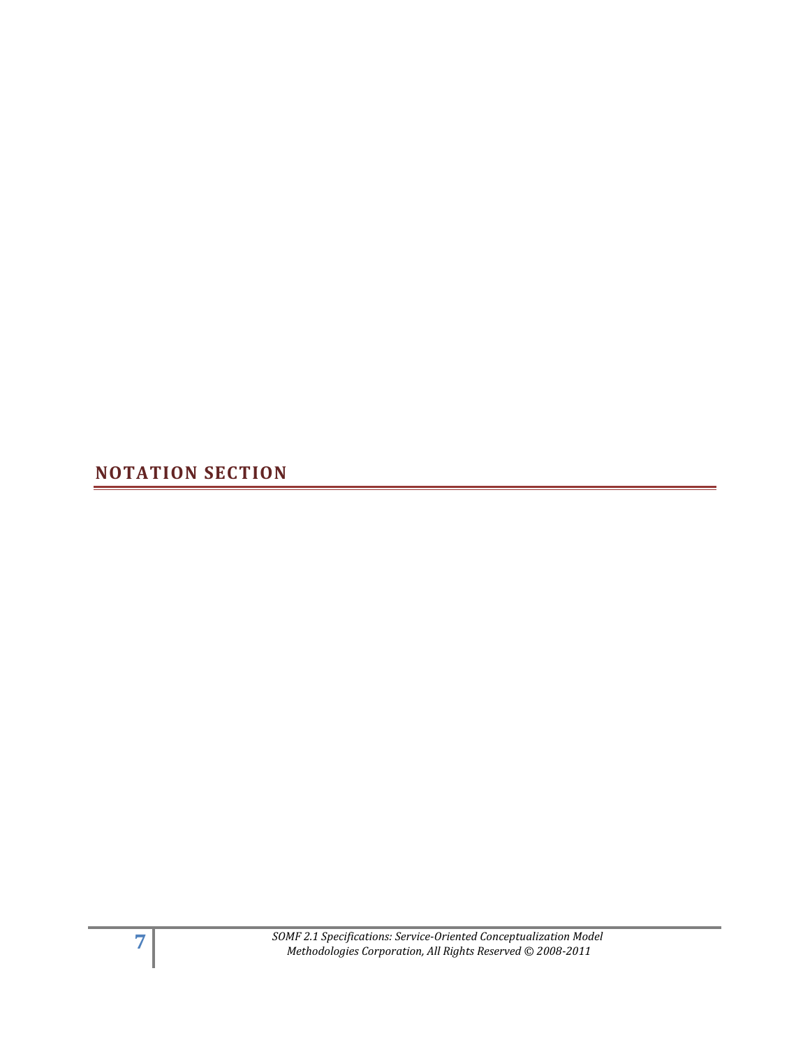# NOTATION SECTION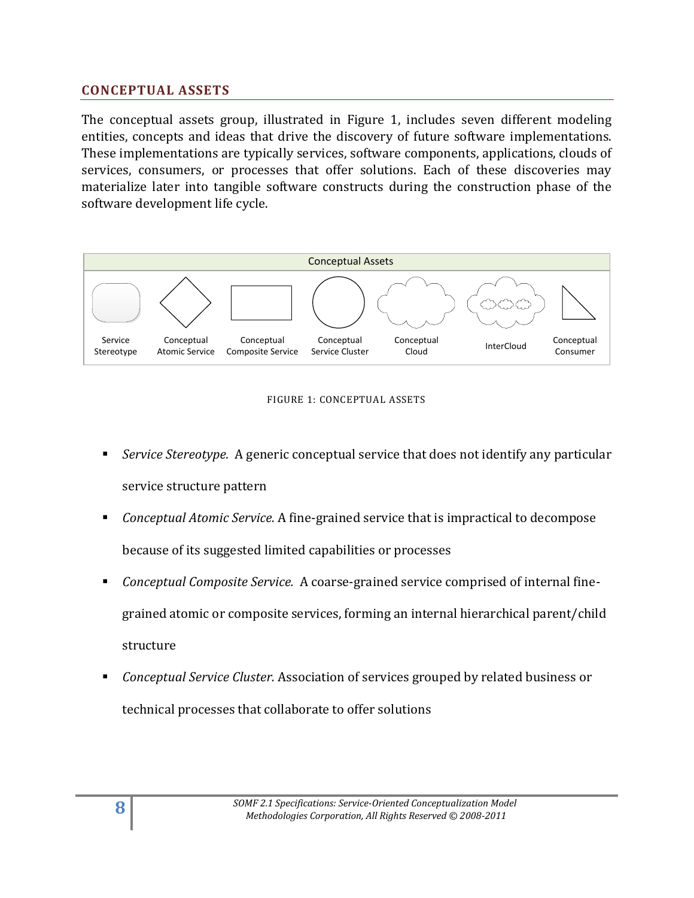## CONCEPTUAL ASSETS

The conceptual assets group, illustrated in Figure 1, includes seven different modeling entities, concepts and ideas that drive the discovery of future software implementations. These implementations are typically services, software components, applications, clouds of services, consumers, or processes that offer solutions. Each of these discoveries may materialize later into tangible software constructs during the construction phase of the software development life cycle.

Conceptual Assets

Service Stereotype
Conceptual Atomic Service
Conceptual Composite Service
Conceptual Service Cluster
Conceptual Cloud
InterCloud
Conceptual Consumer

FIGURE 1: CONCEPTUAL ASSETS

- *Service Stereotype.* A generic conceptual service that does not identify any particular service structure pattern
- *Conceptual Atomic Service.* A fine-grained service that is impractical to decompose because of its suggested limited capabilities or processes
- *Conceptual Composite Service.* A coarse-grained service comprised of internal fine-grained atomic or composite services, forming an internal hierarchical parent/child structure
- *Conceptual Service Cluster.* Association of services grouped by related business or technical processes that collaborate to offer solutions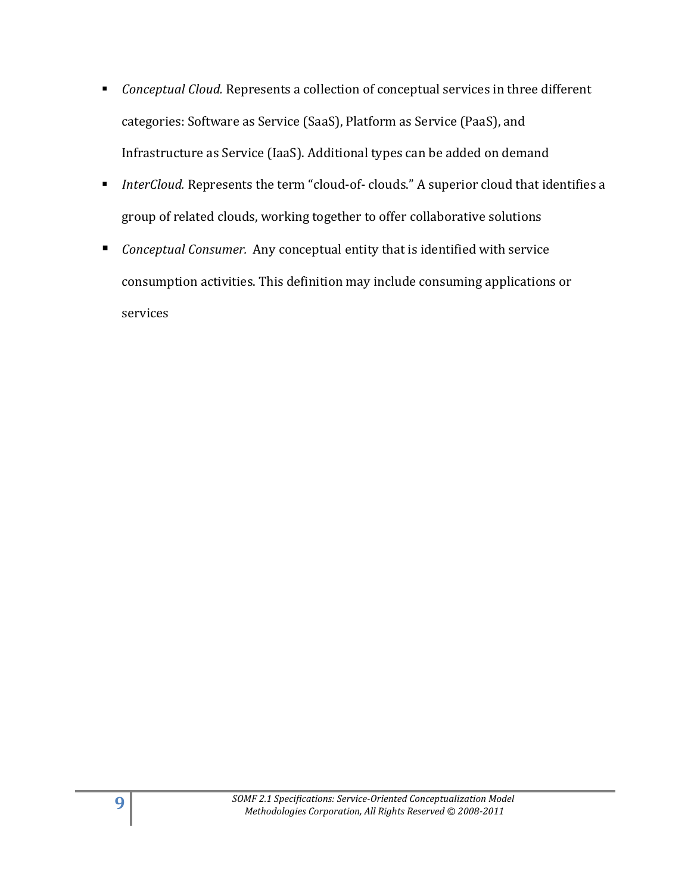- *Conceptual Cloud.* Represents a collection of conceptual services in three different categories: Software as Service (SaaS), Platform as Service (PaaS), and Infrastructure as Service (IaaS). Additional types can be added on demand
- *InterCloud.* Represents the term "cloud-of- clouds." A superior cloud that identifies a group of related clouds, working together to offer collaborative solutions
- *Conceptual Consumer.* Any conceptual entity that is identified with service consumption activities. This definition may include consuming applications or services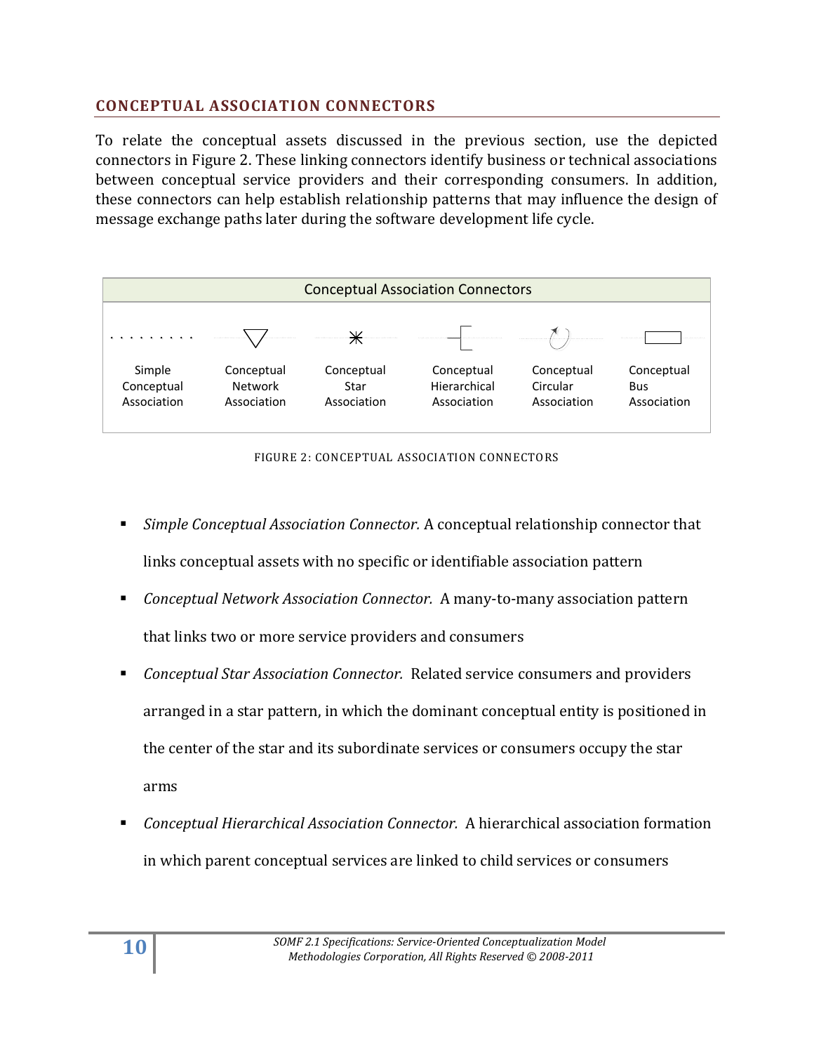## CONCEPTUAL ASSOCIATION CONNECTORS

To relate the conceptual assets discussed in the previous section, use the depicted connectors in Figure 2. These linking connectors identify business or technical associations between conceptual service providers and their corresponding consumers. In addition, these connectors can help establish relationship patterns that may influence the design of message exchange paths later during the software development life cycle.

Conceptual Association Connectors

Simple Conceptual Association

Conceptual Network Association

Conceptual Star Association

Conceptual Hierarchical Association

Conceptual Circular Association

Conceptual Bus Association

FIGURE 2: CONCEPTUAL ASSOCIATION CONNECTORS

- *Simple Conceptual Association Connector.* A conceptual relationship connector that links conceptual assets with no specific or identifiable association pattern
- *Conceptual Network Association Connector.* A many-to-many association pattern that links two or more service providers and consumers
- *Conceptual Star Association Connector.* Related service consumers and providers arranged in a star pattern, in which the dominant conceptual entity is positioned in the center of the star and its subordinate services or consumers occupy the star arms
- *Conceptual Hierarchical Association Connector.* A hierarchical association formation in which parent conceptual services are linked to child services or consumers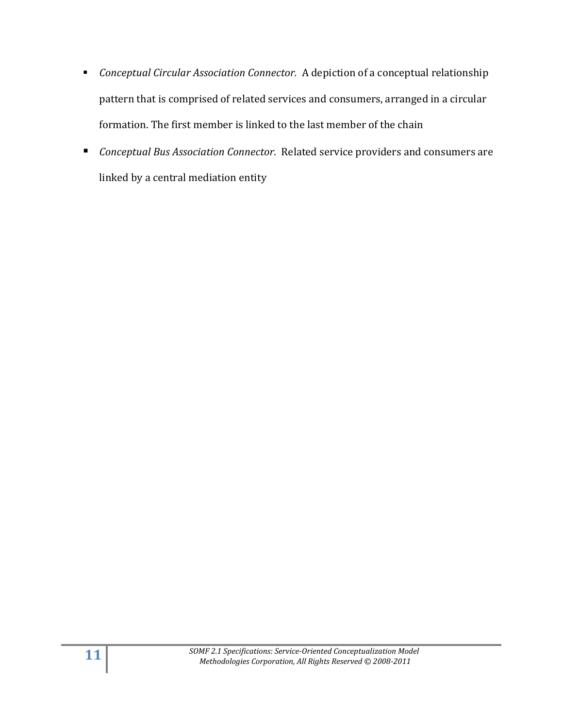- *Conceptual Circular Association Connector.* A depiction of a conceptual relationship pattern that is comprised of related services and consumers, arranged in a circular formation. The first member is linked to the last member of the chain
- *Conceptual Bus Association Connector.* Related service providers and consumers are linked by a central mediation entity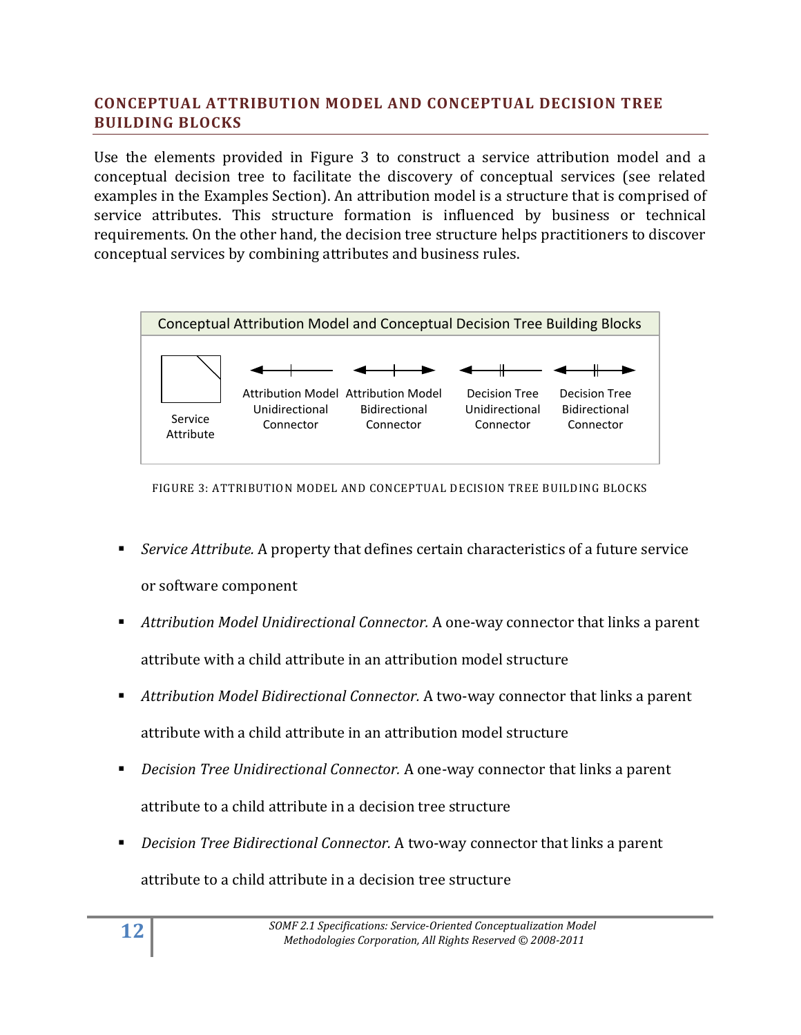## CONCEPTUAL ATTRIBUTION MODEL AND CONCEPTUAL DECISION TREE BUILDING BLOCKS

Use the elements provided in Figure 3 to construct a service attribution model and a conceptual decision tree to facilitate the discovery of conceptual services (see related examples in the Examples Section). An attribution model is a structure that is comprised of service attributes. This structure formation is influenced by business or technical requirements. On the other hand, the decision tree structure helps practitioners to discover conceptual services by combining attributes and business rules.

Conceptual Attribution Model and Conceptual Decision Tree Building Blocks

Service Attribute

Attribution Model Unidirectional Connector

Attribution Model Bidirectional Connector

Decision Tree Unidirectional Connector

Decision Tree Bidirectional Connector

FIGURE 3: ATTRIBUTION MODEL AND CONCEPTUAL DECISION TREE BUILDING BLOCKS

- *Service Attribute.* A property that defines certain characteristics of a future service or software component
- *Attribution Model Unidirectional Connector.* A one-way connector that links a parent attribute with a child attribute in an attribution model structure
- *Attribution Model Bidirectional Connector.* A two-way connector that links a parent attribute with a child attribute in an attribution model structure
- *Decision Tree Unidirectional Connector.* A one-way connector that links a parent attribute to a child attribute in a decision tree structure
- *Decision Tree Bidirectional Connector.* A two-way connector that links a parent attribute to a child attribute in a decision tree structure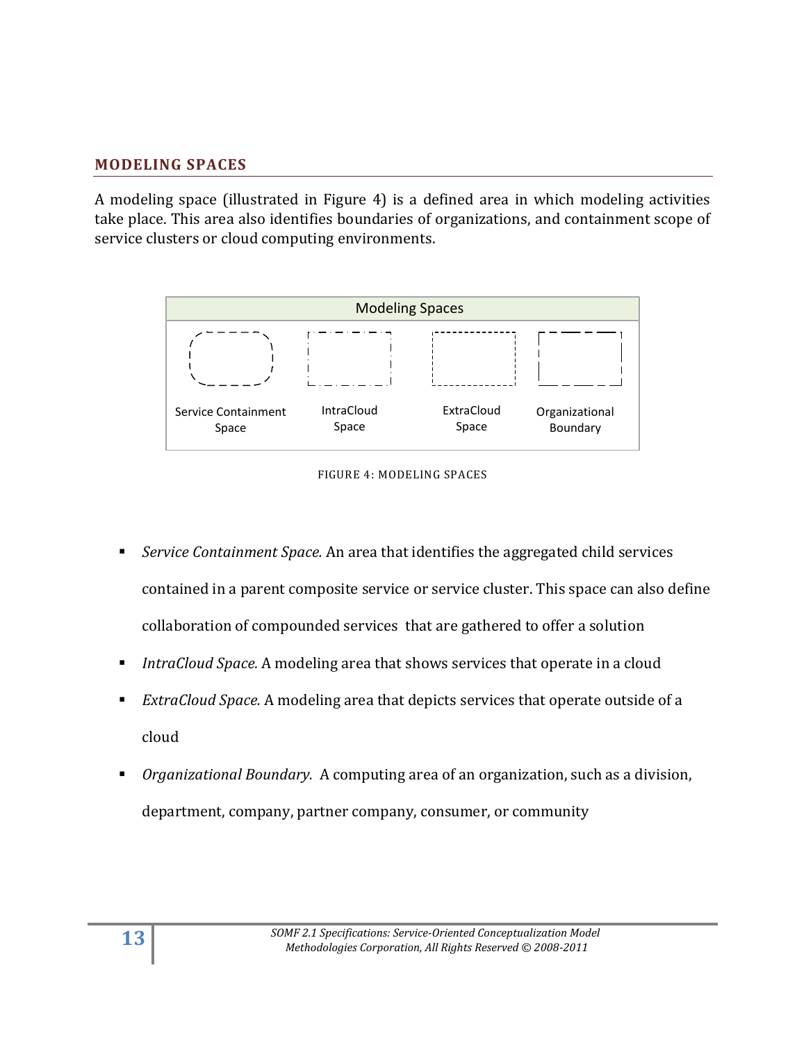## MODELING SPACES

A modeling space (illustrated in Figure 4) is a defined area in which modeling activities take place. This area also identifies boundaries of organizations, and containment scope of service clusters or cloud computing environments.

Modeling Spaces

Service Containment Space

IntraCloud Space

ExtraCloud Space

Organizational Boundary

FIGURE 4: MODELING SPACES

- *Service Containment Space.* An area that identifies the aggregated child services contained in a parent composite service or service cluster. This space can also define collaboration of compounded services that are gathered to offer a solution
- *IntraCloud Space.* A modeling area that shows services that operate in a cloud
- *ExtraCloud Space.* A modeling area that depicts services that operate outside of a cloud
- *Organizational Boundary.* A computing area of an organization, such as a division, department, company, partner company, consumer, or community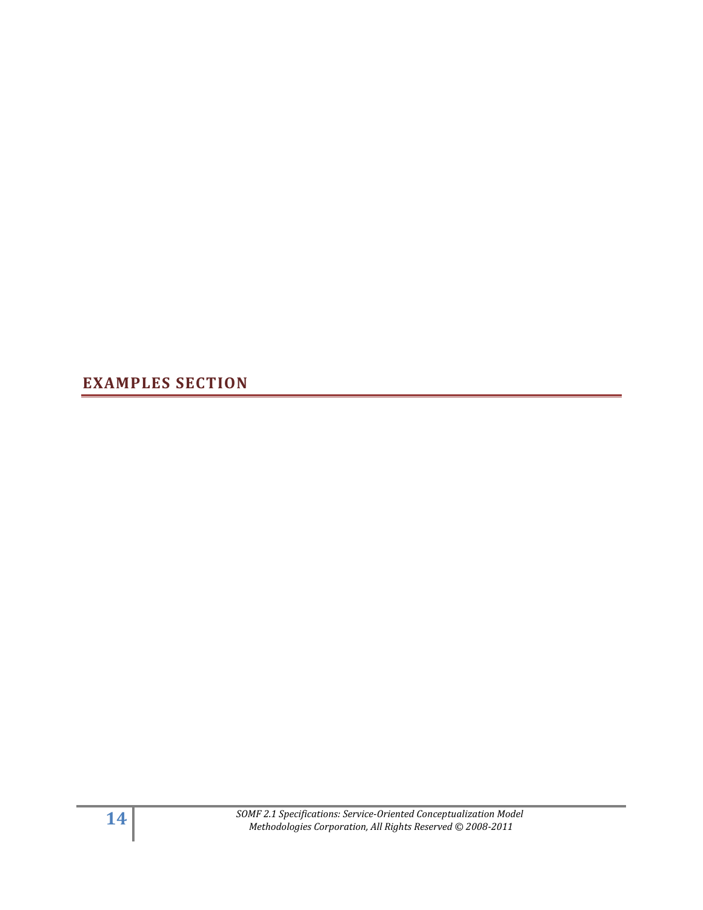# EXAMPLES SECTION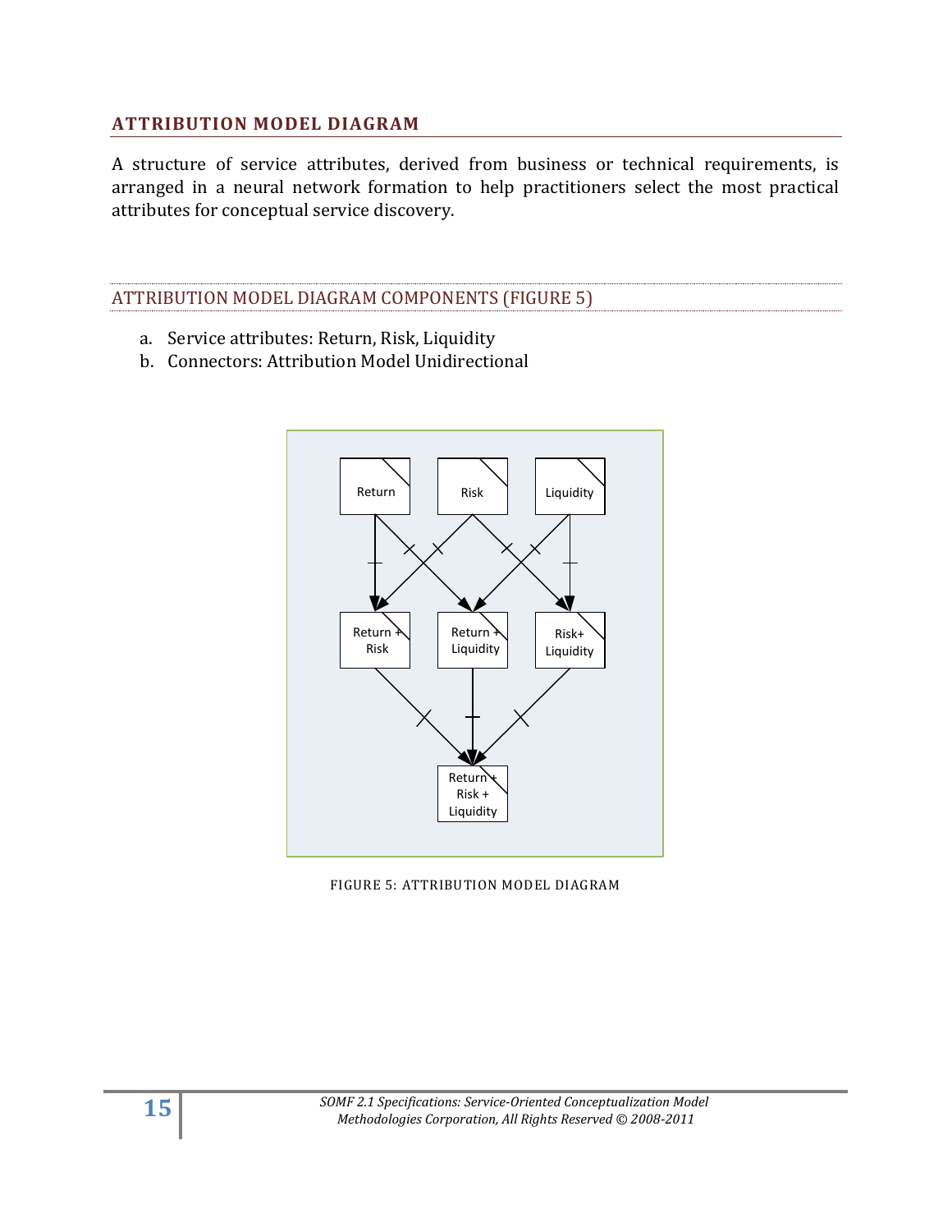## ATTRIBUTION MODEL DIAGRAM

A structure of service attributes, derived from business or technical requirements, is arranged in a neural network formation to help practitioners select the most practical attributes for conceptual service discovery.

### ATTRIBUTION MODEL DIAGRAM COMPONENTS (FIGURE 5)

a. Service attributes: Return, Risk, Liquidity
b. Connectors: Attribution Model Unidirectional

Return
Risk
Liquidity
Return + Risk
Return + Liquidity
Risk+ Liquidity
Return + Risk + Liquidity

FIGURE 5: ATTRIBUTION MODEL DIAGRAM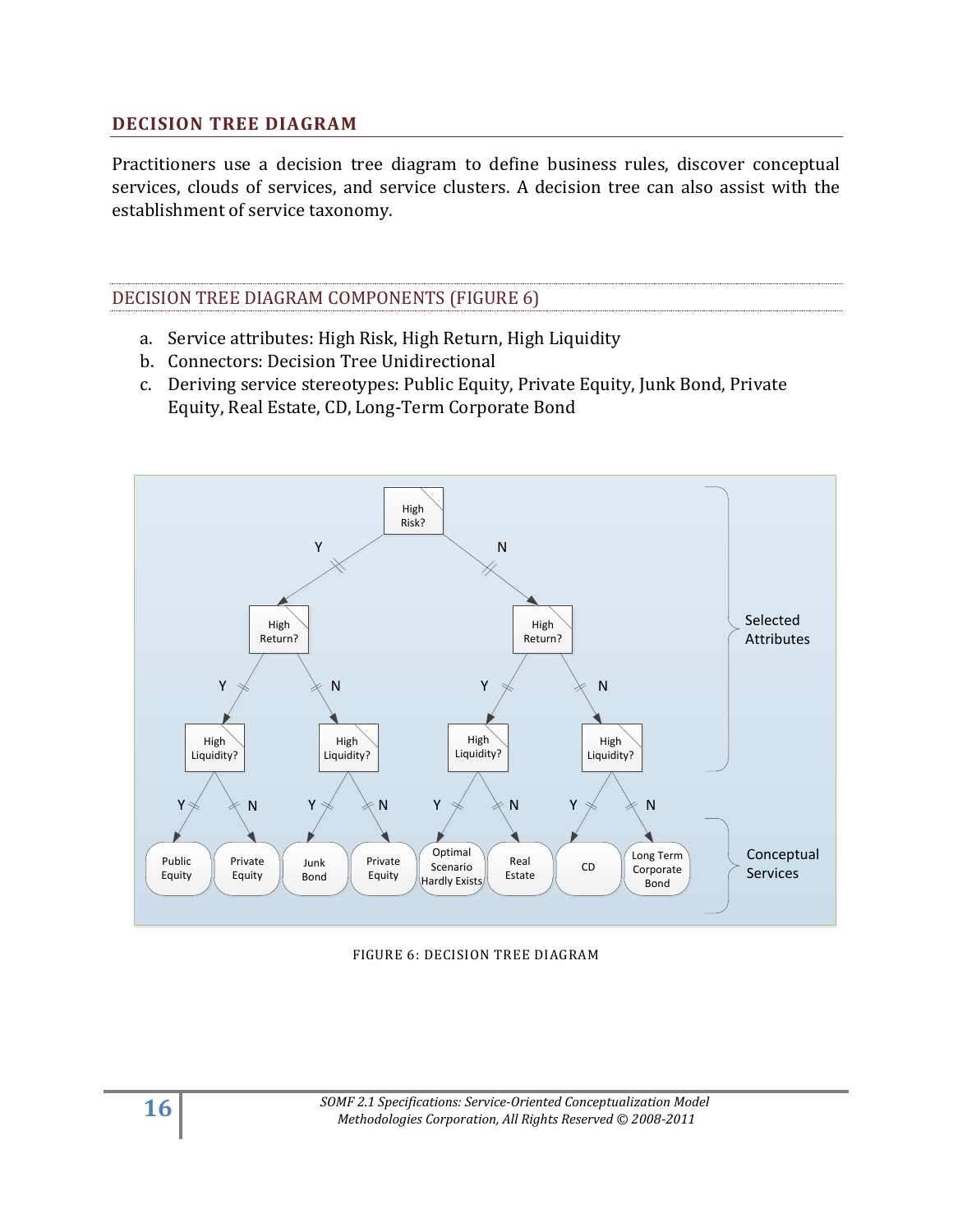## DECISION TREE DIAGRAM

Practitioners use a decision tree diagram to define business rules, discover conceptual services, clouds of services, and service clusters. A decision tree can also assist with the establishment of service taxonomy.

### DECISION TREE DIAGRAM COMPONENTS (FIGURE 6)

a. Service attributes: High Risk, High Return, High Liquidity
b. Connectors: Decision Tree Unidirectional
c. Deriving service stereotypes: Public Equity, Private Equity, Junk Bond, Private Equity, Real Estate, CD, Long-Term Corporate Bond

High Risk?
Y
N
High Return?
High Return?
Y
N
Y
N
High Liquidity?
High Liquidity?
High Liquidity?
High Liquidity?
Y
N
Y
N
Y
N
Y
N
Public Equity
Private Equity
Junk Bond
Private Equity
Optimal Scenario Hardly Exists
Real Estate
CD
Long Term Corporate Bond
Selected Attributes
Conceptual Services

FIGURE 6: DECISION TREE DIAGRAM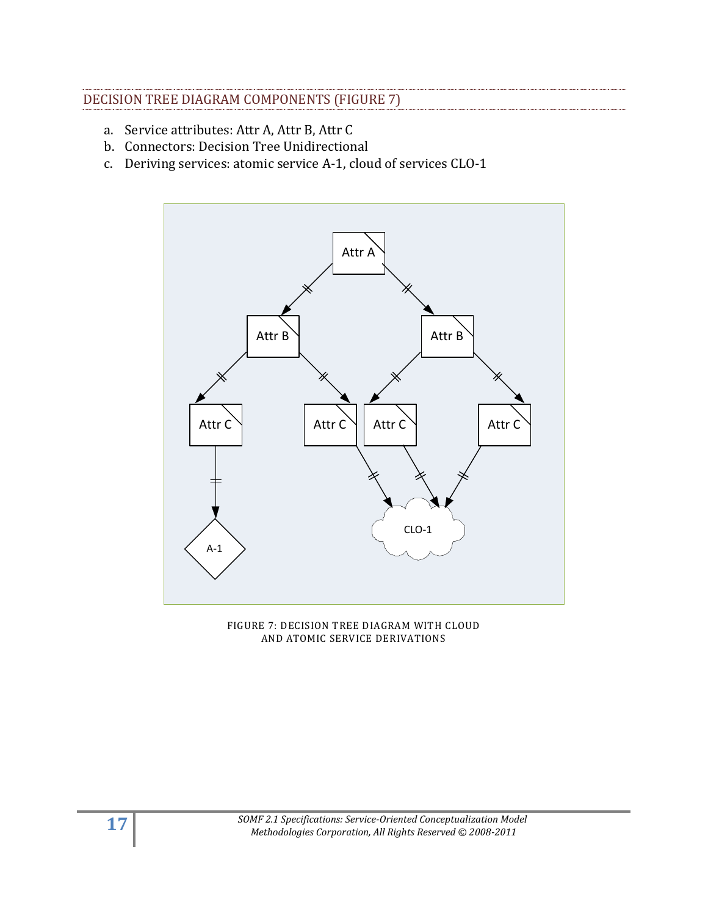## DECISION TREE DIAGRAM COMPONENTS (FIGURE 7)

a. Service attributes: Attr A, Attr B, Attr C
b. Connectors: Decision Tree Unidirectional
c. Deriving services: atomic service A-1, cloud of services CLO-1

Attr A

Attr B

Attr B

Attr C

Attr C

Attr C

Attr C

A-1

CLO-1

FIGURE 7: DECISION TREE DIAGRAM WITH CLOUD AND ATOMIC SERVICE DERIVATIONS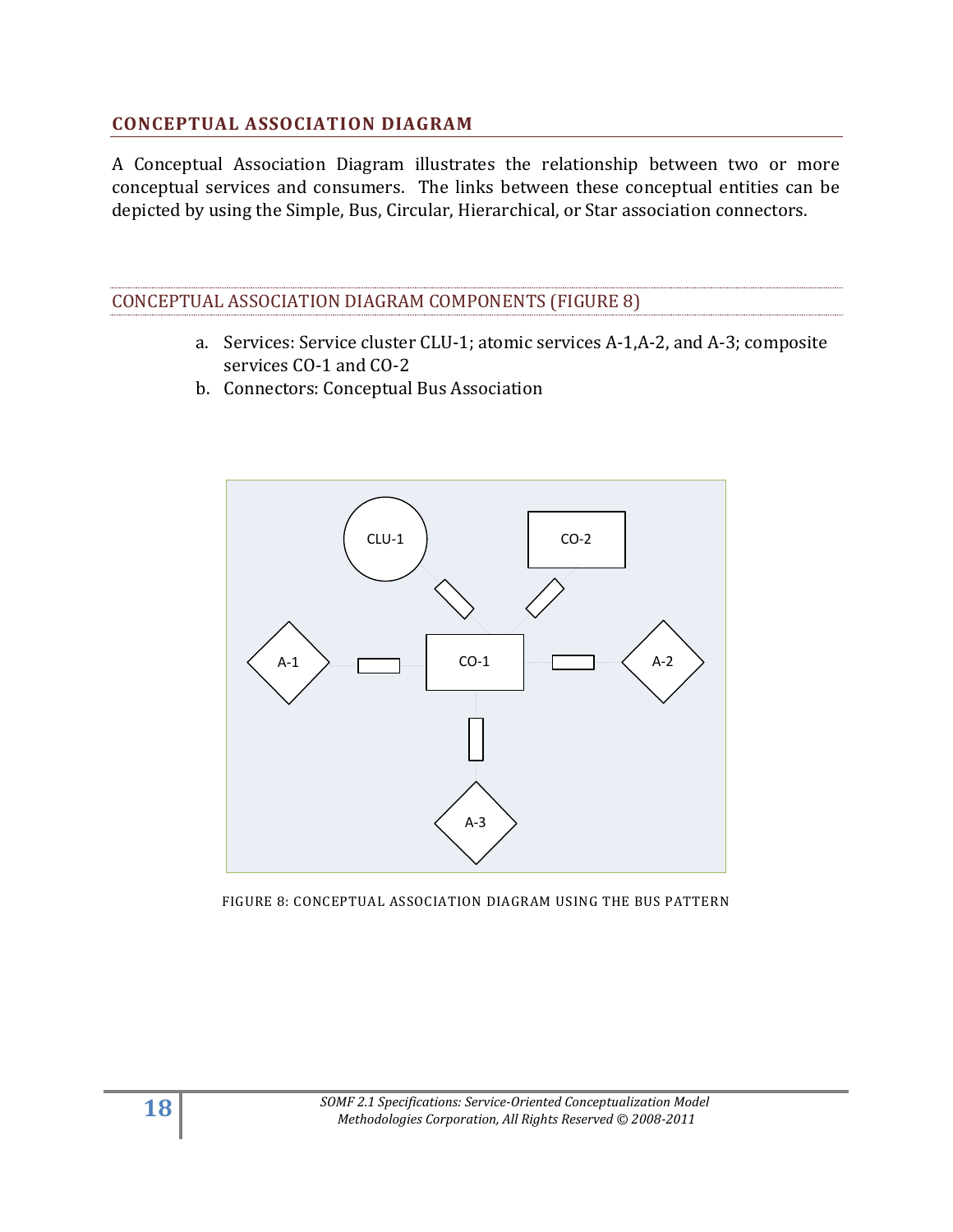## CONCEPTUAL ASSOCIATION DIAGRAM

A Conceptual Association Diagram illustrates the relationship between two or more conceptual services and consumers. The links between these conceptual entities can be depicted by using the Simple, Bus, Circular, Hierarchical, or Star association connectors.

### CONCEPTUAL ASSOCIATION DIAGRAM COMPONENTS (FIGURE 8)

a. Services: Service cluster CLU-1; atomic services A-1,A-2, and A-3; composite services CO-1 and CO-2
b. Connectors: Conceptual Bus Association

CLU-1
CO-2
A-1
CO-1
A-2
A-3

FIGURE 8: CONCEPTUAL ASSOCIATION DIAGRAM USING THE BUS PATTERN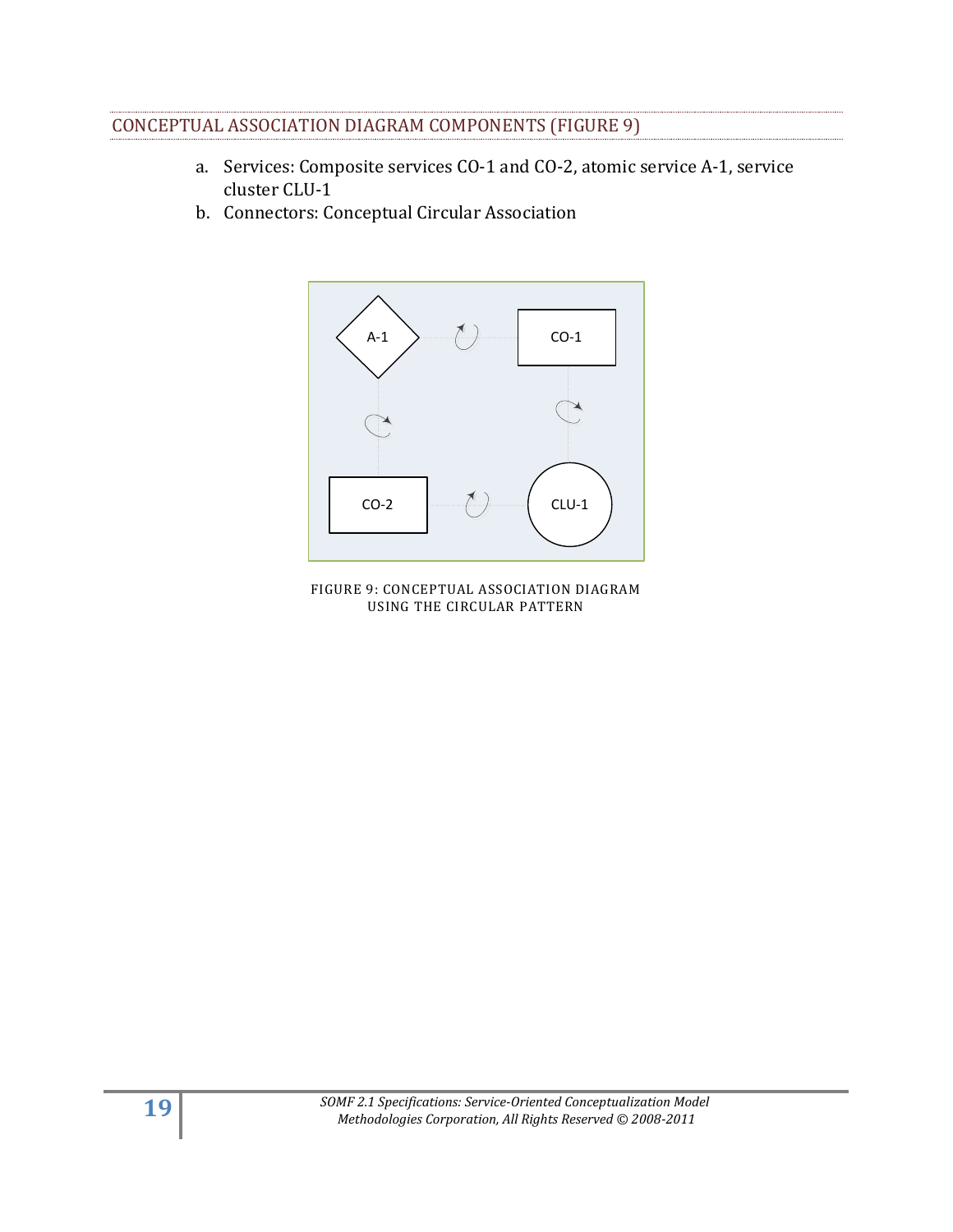## CONCEPTUAL ASSOCIATION DIAGRAM COMPONENTS (FIGURE 9)

a. Services: Composite services CO-1 and CO-2, atomic service A-1, service cluster CLU-1
b. Connectors: Conceptual Circular Association

A-1

CO-1

CO-2

CLU-1

FIGURE 9: CONCEPTUAL ASSOCIATION DIAGRAM USING THE CIRCULAR PATTERN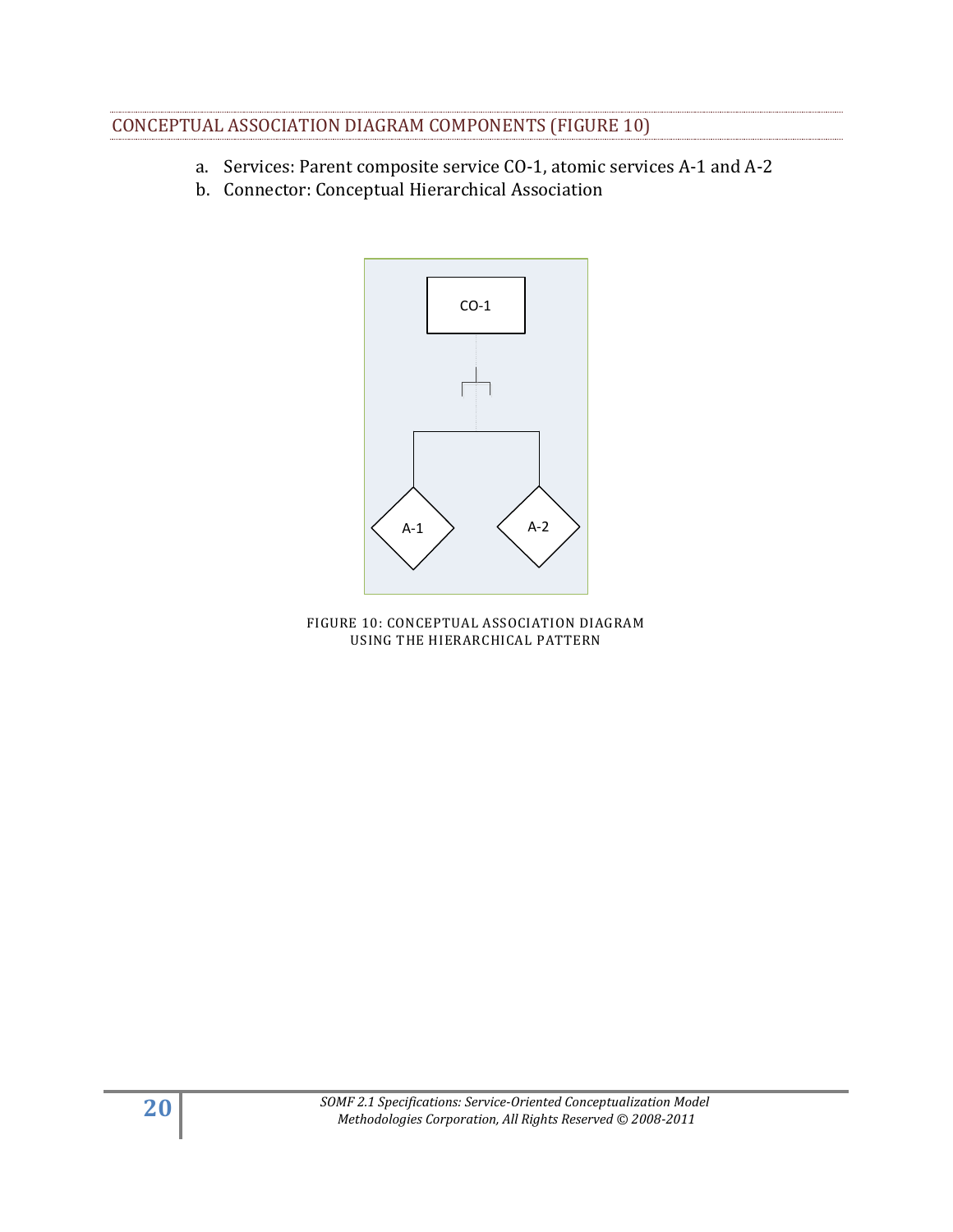## CONCEPTUAL ASSOCIATION DIAGRAM COMPONENTS (FIGURE 10)

a. Services: Parent composite service CO-1, atomic services A-1 and A-2
b. Connector: Conceptual Hierarchical Association

CO-1

A-1

A-2

FIGURE 10: CONCEPTUAL ASSOCIATION DIAGRAM USING THE HIERARCHICAL PATTERN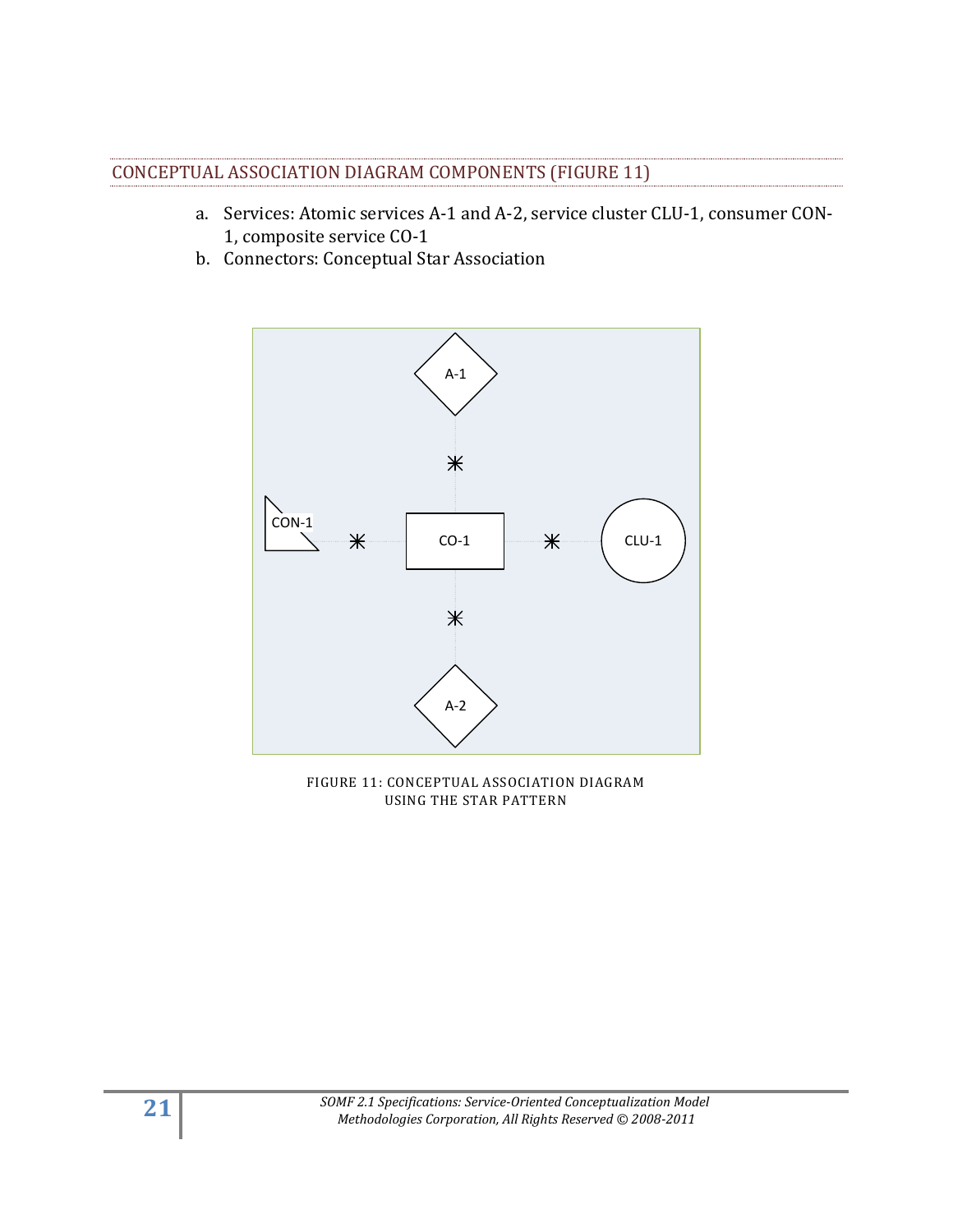## CONCEPTUAL ASSOCIATION DIAGRAM COMPONENTS (FIGURE 11)

a. Services: Atomic services A-1 and A-2, service cluster CLU-1, consumer CON-1, composite service CO-1
b. Connectors: Conceptual Star Association

A-1

CON-1

CO-1

CLU-1

A-2

FIGURE 11: CONCEPTUAL ASSOCIATION DIAGRAM USING THE STAR PATTERN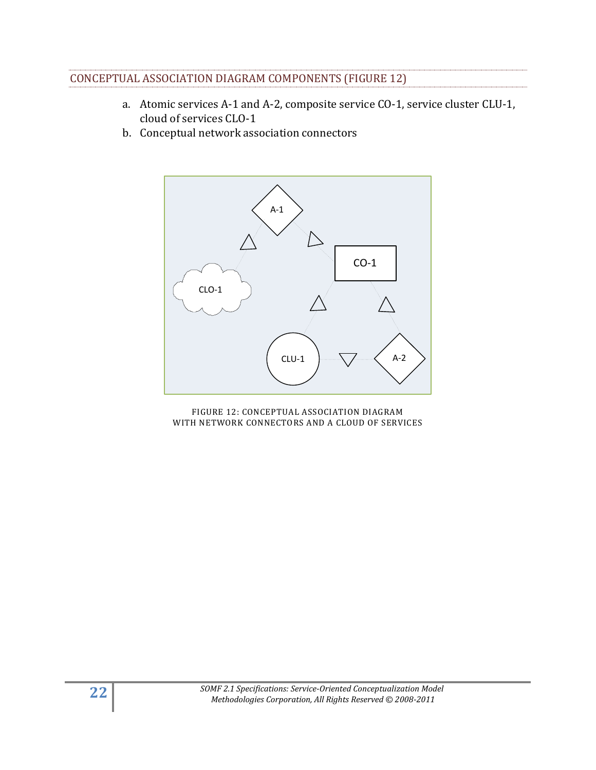## CONCEPTUAL ASSOCIATION DIAGRAM COMPONENTS (FIGURE 12)

a. Atomic services A-1 and A-2, composite service CO-1, service cluster CLU-1, cloud of services CLO-1
b. Conceptual network association connectors

A-1
CO-1
CLO-1
CLU-1
A-2

FIGURE 12: CONCEPTUAL ASSOCIATION DIAGRAM WITH NETWORK CONNECTORS AND A CLOUD OF SERVICES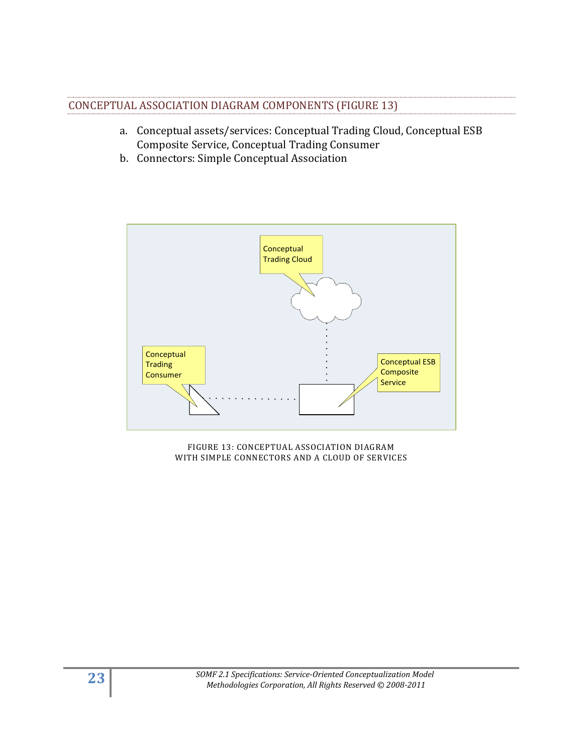## CONCEPTUAL ASSOCIATION DIAGRAM COMPONENTS (FIGURE 13)

a. Conceptual assets/services: Conceptual Trading Cloud, Conceptual ESB Composite Service, Conceptual Trading Consumer
b. Connectors: Simple Conceptual Association

Conceptual Trading Cloud

Conceptual Trading Consumer

Conceptual ESB Composite Service

FIGURE 13: CONCEPTUAL ASSOCIATION DIAGRAM WITH SIMPLE CONNECTORS AND A CLOUD OF SERVICES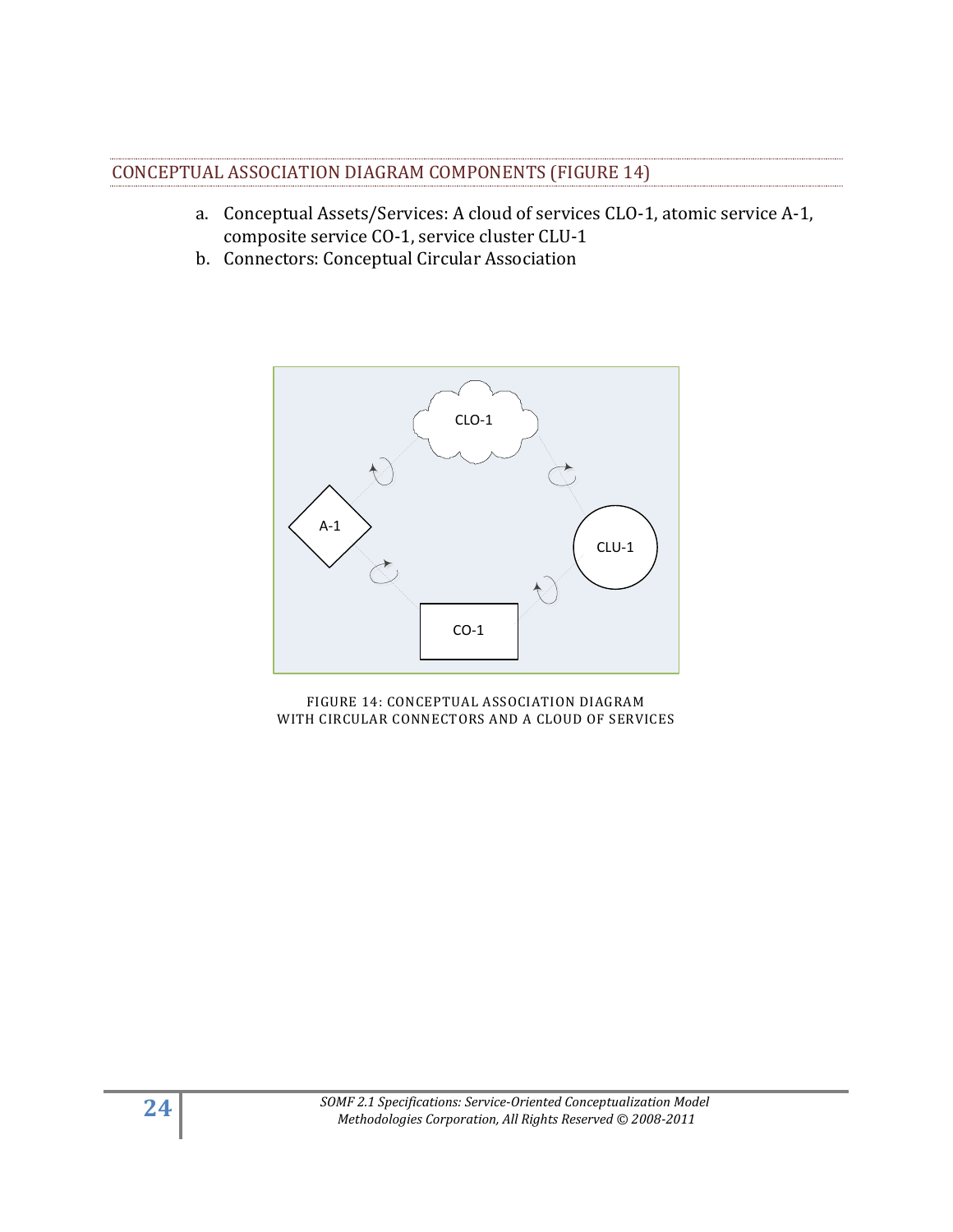## CONCEPTUAL ASSOCIATION DIAGRAM COMPONENTS (FIGURE 14)

a. Conceptual Assets/Services: A cloud of services CLO-1, atomic service A-1, composite service CO-1, service cluster CLU-1
b. Connectors: Conceptual Circular Association

CLO-1
A-1
CLU-1
CO-1

FIGURE 14: CONCEPTUAL ASSOCIATION DIAGRAM WITH CIRCULAR CONNECTORS AND A CLOUD OF SERVICES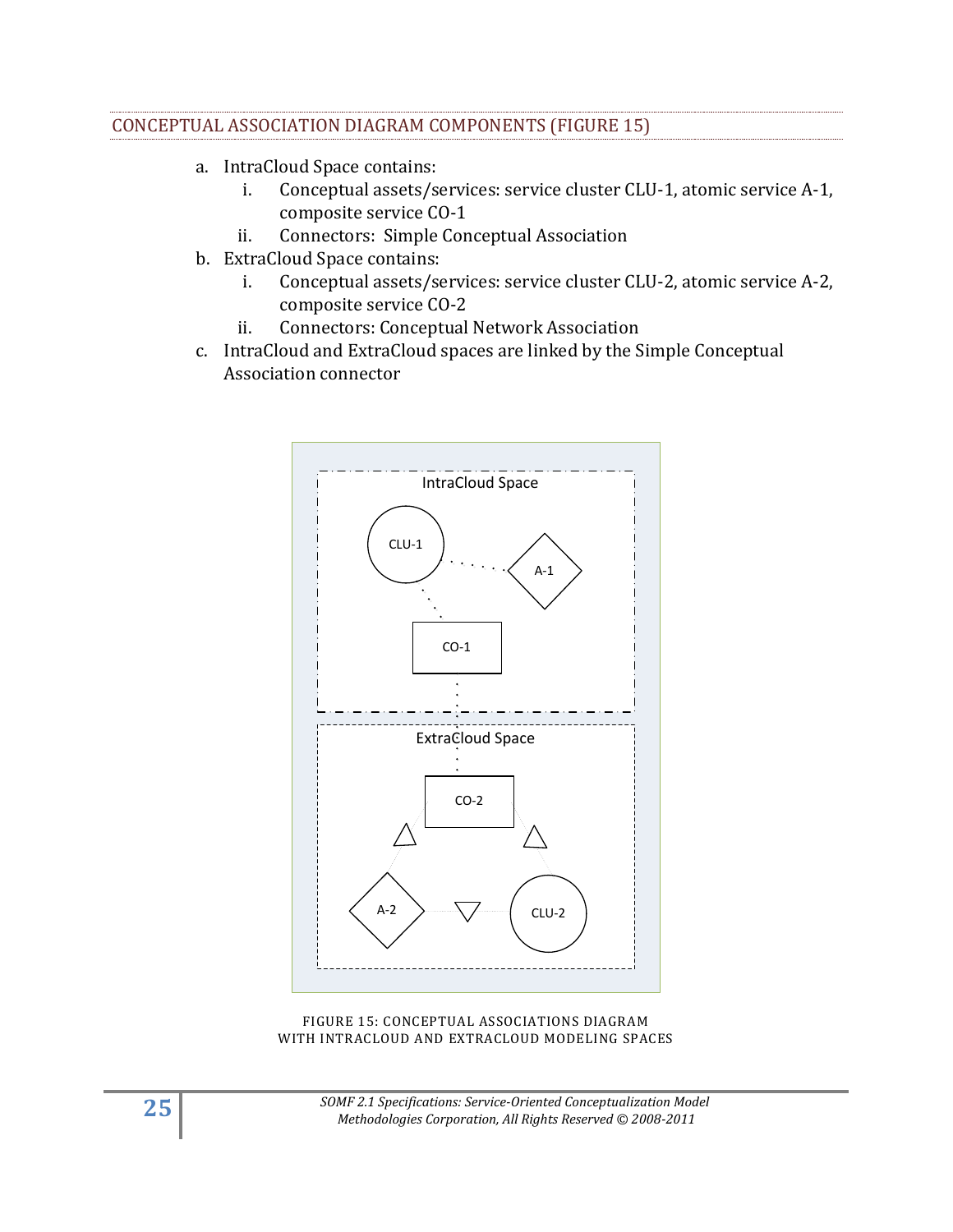## CONCEPTUAL ASSOCIATION DIAGRAM COMPONENTS (FIGURE 15)

a. IntraCloud Space contains:
   i. Conceptual assets/services: service cluster CLU-1, atomic service A-1, composite service CO-1
   ii. Connectors: Simple Conceptual Association
b. ExtraCloud Space contains:
   i. Conceptual assets/services: service cluster CLU-2, atomic service A-2, composite service CO-2
   ii. Connectors: Conceptual Network Association
c. IntraCloud and ExtraCloud spaces are linked by the Simple Conceptual Association connector

IntraCloud Space

CLU-1

A-1

CO-1

ExtraCloud Space

CO-2

A-2

CLU-2

FIGURE 15: CONCEPTUAL ASSOCIATIONS DIAGRAM WITH INTRACLOUD AND EXTRACLOUD MODELING SPACES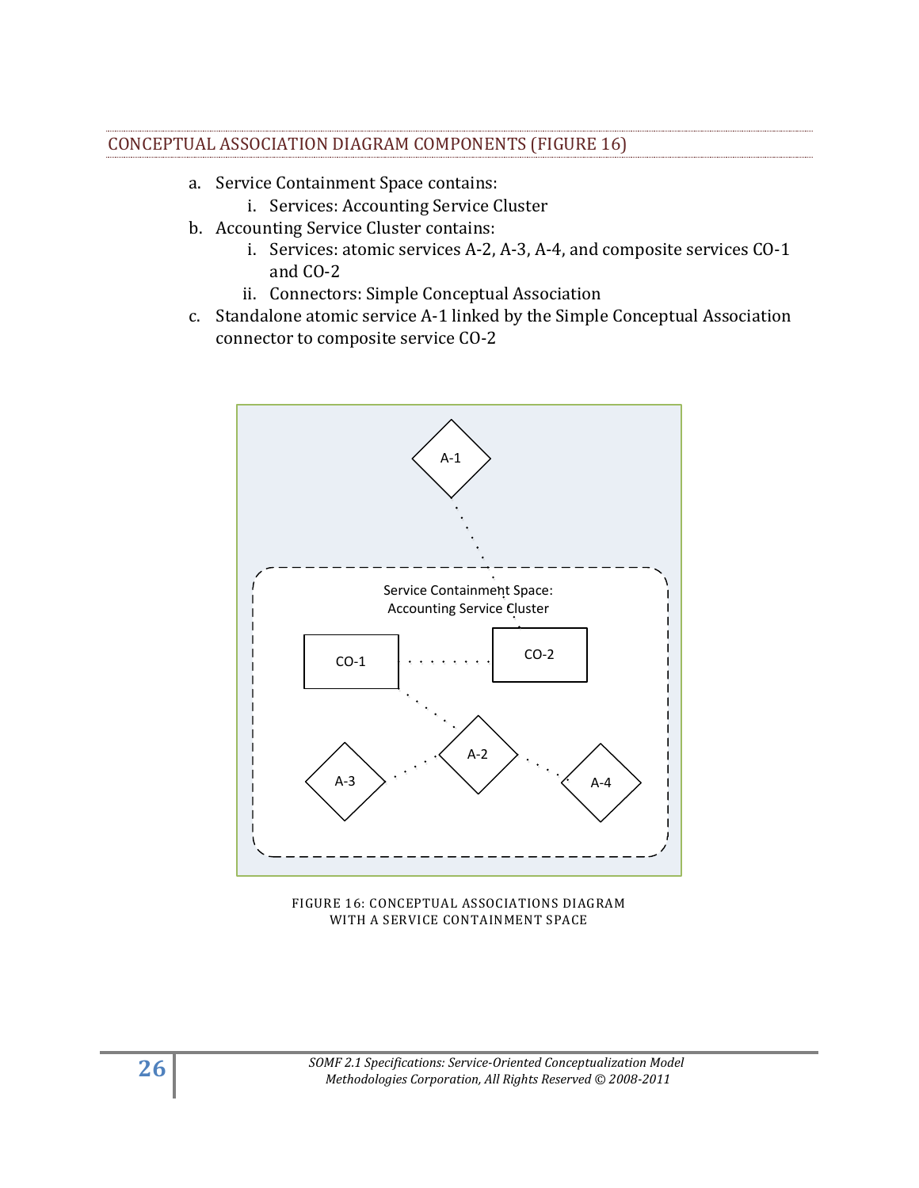## CONCEPTUAL ASSOCIATION DIAGRAM COMPONENTS (FIGURE 16)

a. Service Containment Space contains:
    i. Services: Accounting Service Cluster
b. Accounting Service Cluster contains:
    i. Services: atomic services A-2, A-3, A-4, and composite services CO-1 and CO-2
    ii. Connectors: Simple Conceptual Association
c. Standalone atomic service A-1 linked by the Simple Conceptual Association connector to composite service CO-2

A-1

Service Containment Space:
Accounting Service Cluster

CO-1

CO-2

A-2

A-3

A-4

FIGURE 16: CONCEPTUAL ASSOCIATIONS DIAGRAM WITH A SERVICE CONTAINMENT SPACE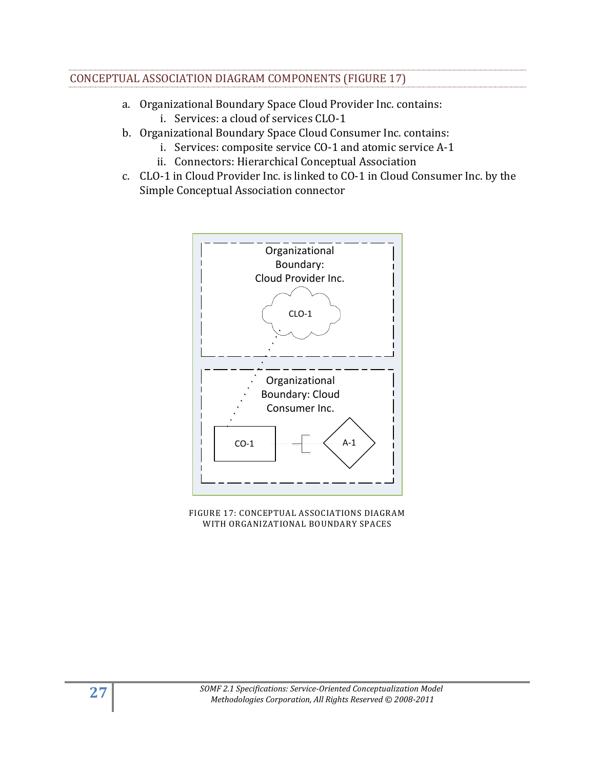## CONCEPTUAL ASSOCIATION DIAGRAM COMPONENTS (FIGURE 17)

a. Organizational Boundary Space Cloud Provider Inc. contains:
   i. Services: a cloud of services CLO-1
b. Organizational Boundary Space Cloud Consumer Inc. contains:
   i. Services: composite service CO-1 and atomic service A-1
   ii. Connectors: Hierarchical Conceptual Association
c. CLO-1 in Cloud Provider Inc. is linked to CO-1 in Cloud Consumer Inc. by the Simple Conceptual Association connector

Organizational Boundary: Cloud Provider Inc.

CLO-1

Organizational Boundary: Cloud Consumer Inc.

CO-1

A-1

FIGURE 17: CONCEPTUAL ASSOCIATIONS DIAGRAM WITH ORGANIZATIONAL BOUNDARY SPACES